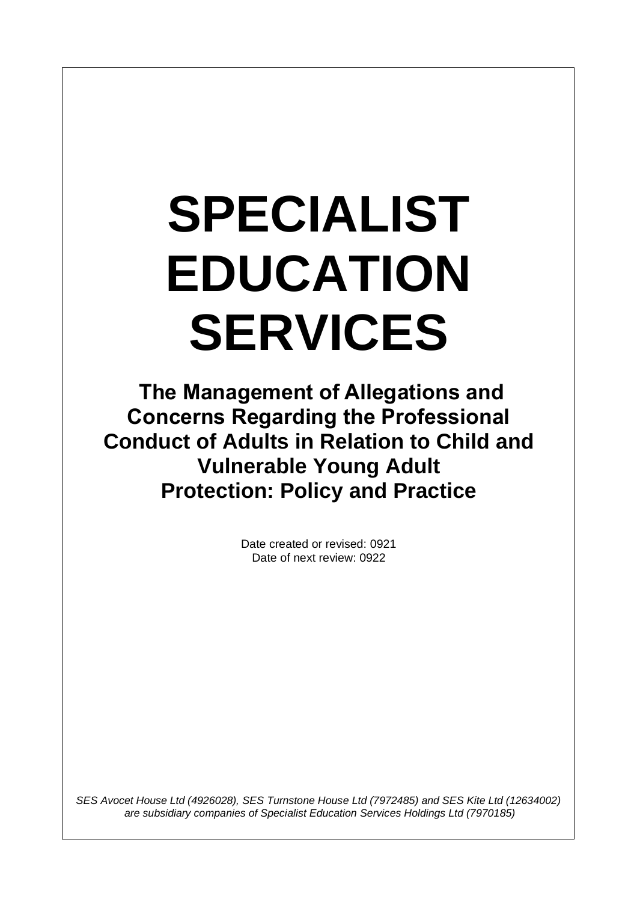# SPECIALIST EDUCATION SERVICES

## The Management of Allegations and Concerns Regarding the Professional Conduct of Adults in Relation to Child and Vulnerable Young Adult Protection: Policy and Practice

Date created or revised: 0921
Date of next review: 0922

*SES Avocet House Ltd (4926028), SES Turnstone House Ltd (7972485) and SES Kite Ltd (12634002) are subsidiary companies of Specialist Education Services Holdings Ltd (7970185)*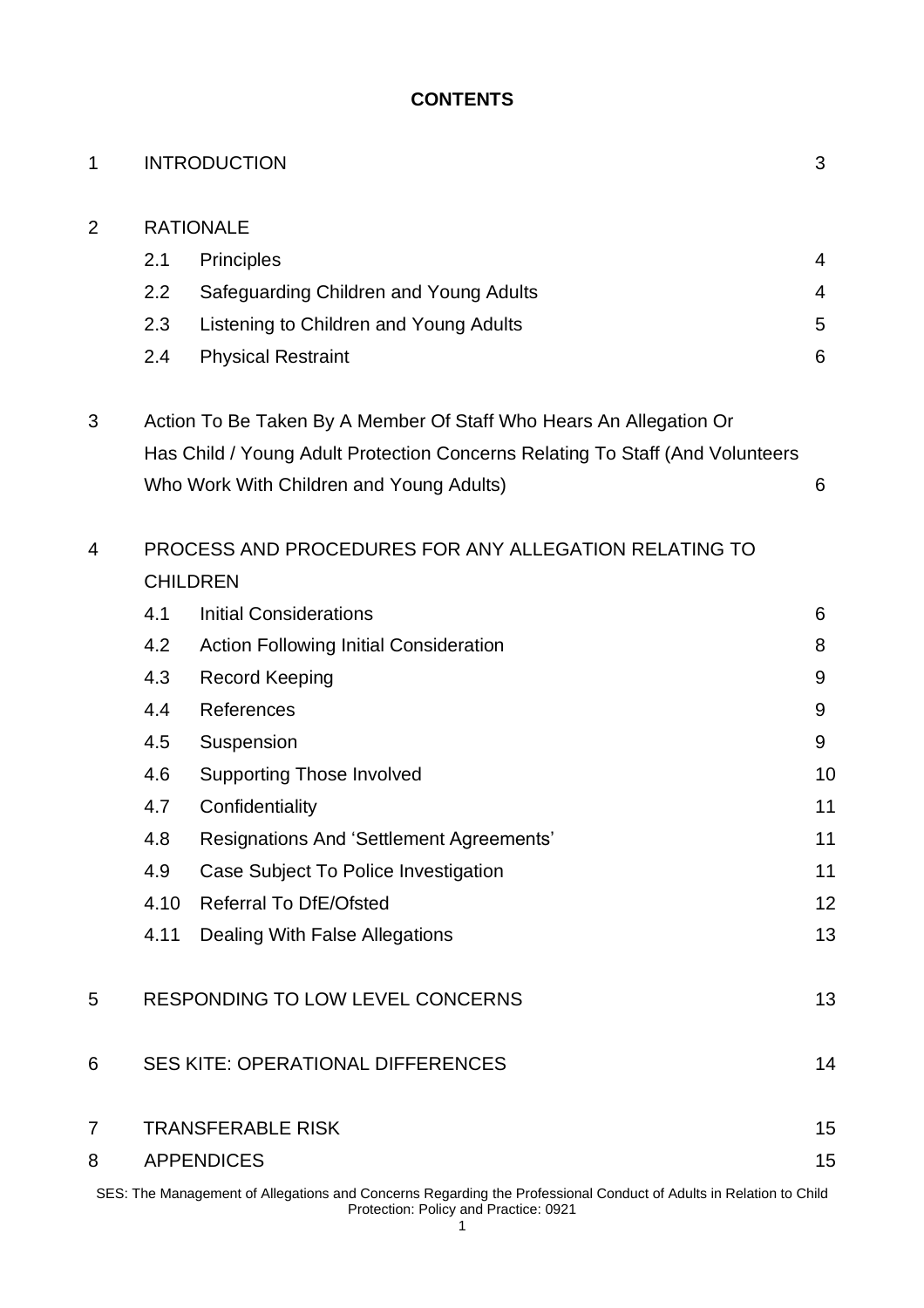**CONTENTS**

| | | | |
|---|---|---|---|
| 1 | INTRODUCTION | | 3 |
| 2 | RATIONALE | | |
| | 2.1 | Principles | 4 |
| | 2.2 | Safeguarding Children and Young Adults | 4 |
| | 2.3 | Listening to Children and Young Adults | 5 |
| | 2.4 | Physical Restraint | 6 |
| 3 | Action To Be Taken By A Member Of Staff Who Hears An Allegation Or Has Child / Young Adult Protection Concerns Relating To Staff (And Volunteers Who Work With Children and Young Adults) | | 6 |
| 4 | PROCESS AND PROCEDURES FOR ANY ALLEGATION RELATING TO CHILDREN | | |
| | 4.1 | Initial Considerations | 6 |
| | 4.2 | Action Following Initial Consideration | 8 |
| | 4.3 | Record Keeping | 9 |
| | 4.4 | References | 9 |
| | 4.5 | Suspension | 9 |
| | 4.6 | Supporting Those Involved | 10 |
| | 4.7 | Confidentiality | 11 |
| | 4.8 | Resignations And 'Settlement Agreements' | 11 |
| | 4.9 | Case Subject To Police Investigation | 11 |
| | 4.10 | Referral To DfE/Ofsted | 12 |
| | 4.11 | Dealing With False Allegations | 13 |
| 5 | RESPONDING TO LOW LEVEL CONCERNS | | 13 |
| 6 | SES KITE: OPERATIONAL DIFFERENCES | | 14 |
| 7 | TRANSFERABLE RISK | | 15 |
| 8 | APPENDICES | | 15 |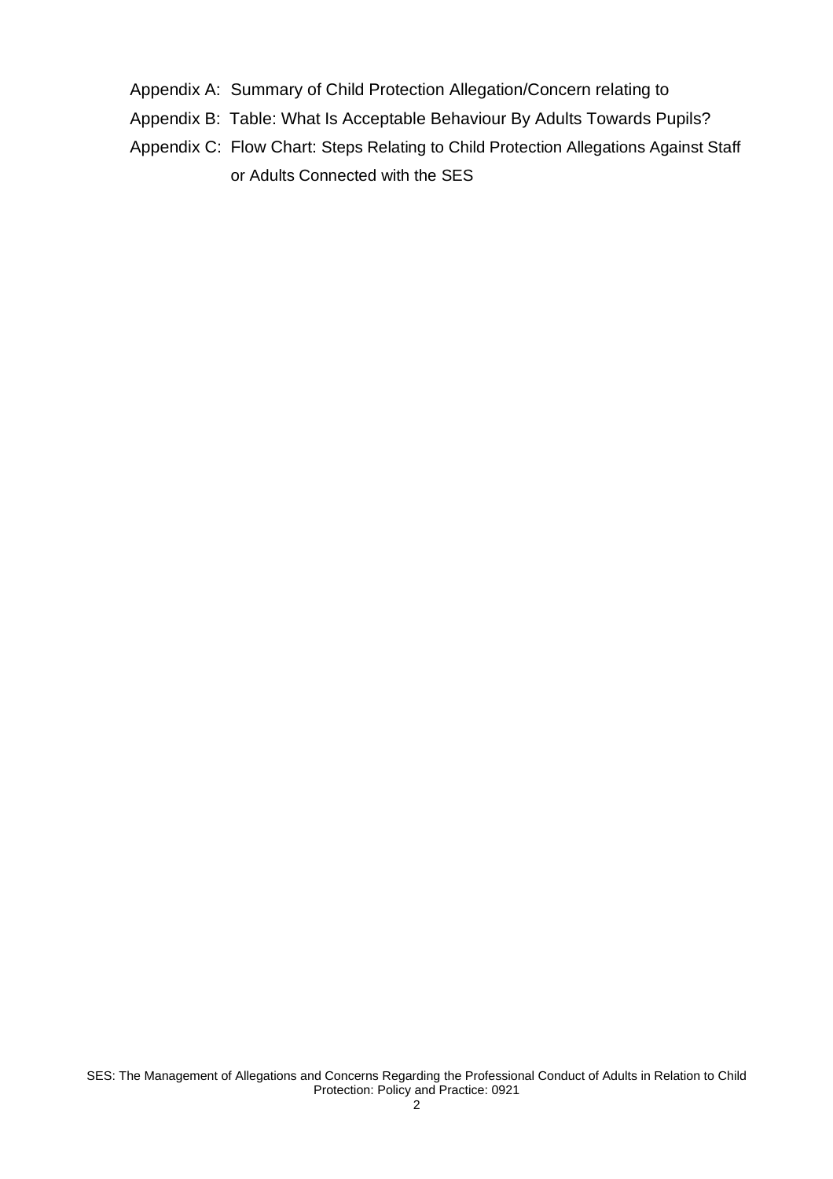Appendix A: Summary of Child Protection Allegation/Concern relating to

Appendix B: Table: What Is Acceptable Behaviour By Adults Towards Pupils?

Appendix C: Flow Chart: Steps Relating to Child Protection Allegations Against Staff or Adults Connected with the SES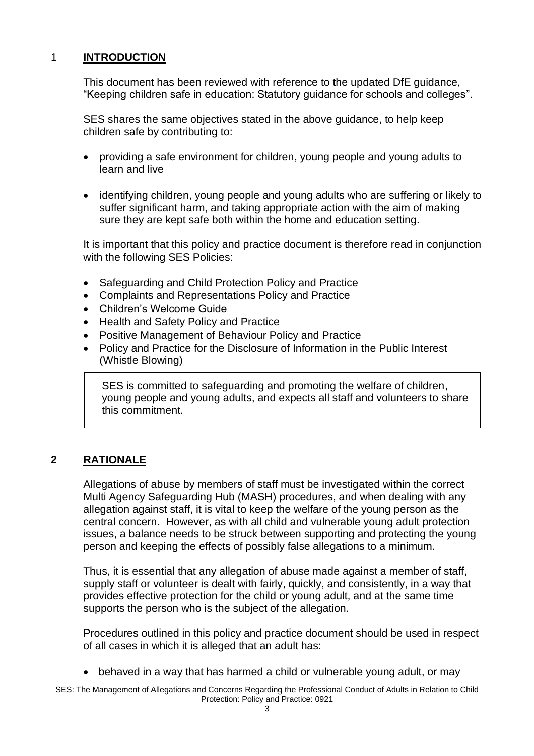## 1 INTRODUCTION

This document has been reviewed with reference to the updated DfE guidance, "Keeping children safe in education: Statutory guidance for schools and colleges".

SES shares the same objectives stated in the above guidance, to help keep children safe by contributing to:

- providing a safe environment for children, young people and young adults to learn and live
- identifying children, young people and young adults who are suffering or likely to suffer significant harm, and taking appropriate action with the aim of making sure they are kept safe both within the home and education setting.

It is important that this policy and practice document is therefore read in conjunction with the following SES Policies:

- Safeguarding and Child Protection Policy and Practice
- Complaints and Representations Policy and Practice
- Children's Welcome Guide
- Health and Safety Policy and Practice
- Positive Management of Behaviour Policy and Practice
- Policy and Practice for the Disclosure of Information in the Public Interest (Whistle Blowing)

> SES is committed to safeguarding and promoting the welfare of children, young people and young adults, and expects all staff and volunteers to share this commitment.

## 2 RATIONALE

Allegations of abuse by members of staff must be investigated within the correct Multi Agency Safeguarding Hub (MASH) procedures, and when dealing with any allegation against staff, it is vital to keep the welfare of the young person as the central concern. However, as with all child and vulnerable young adult protection issues, a balance needs to be struck between supporting and protecting the young person and keeping the effects of possibly false allegations to a minimum.

Thus, it is essential that any allegation of abuse made against a member of staff, supply staff or volunteer is dealt with fairly, quickly, and consistently, in a way that provides effective protection for the child or young adult, and at the same time supports the person who is the subject of the allegation.

Procedures outlined in this policy and practice document should be used in respect of all cases in which it is alleged that an adult has:

- behaved in a way that has harmed a child or vulnerable young adult, or may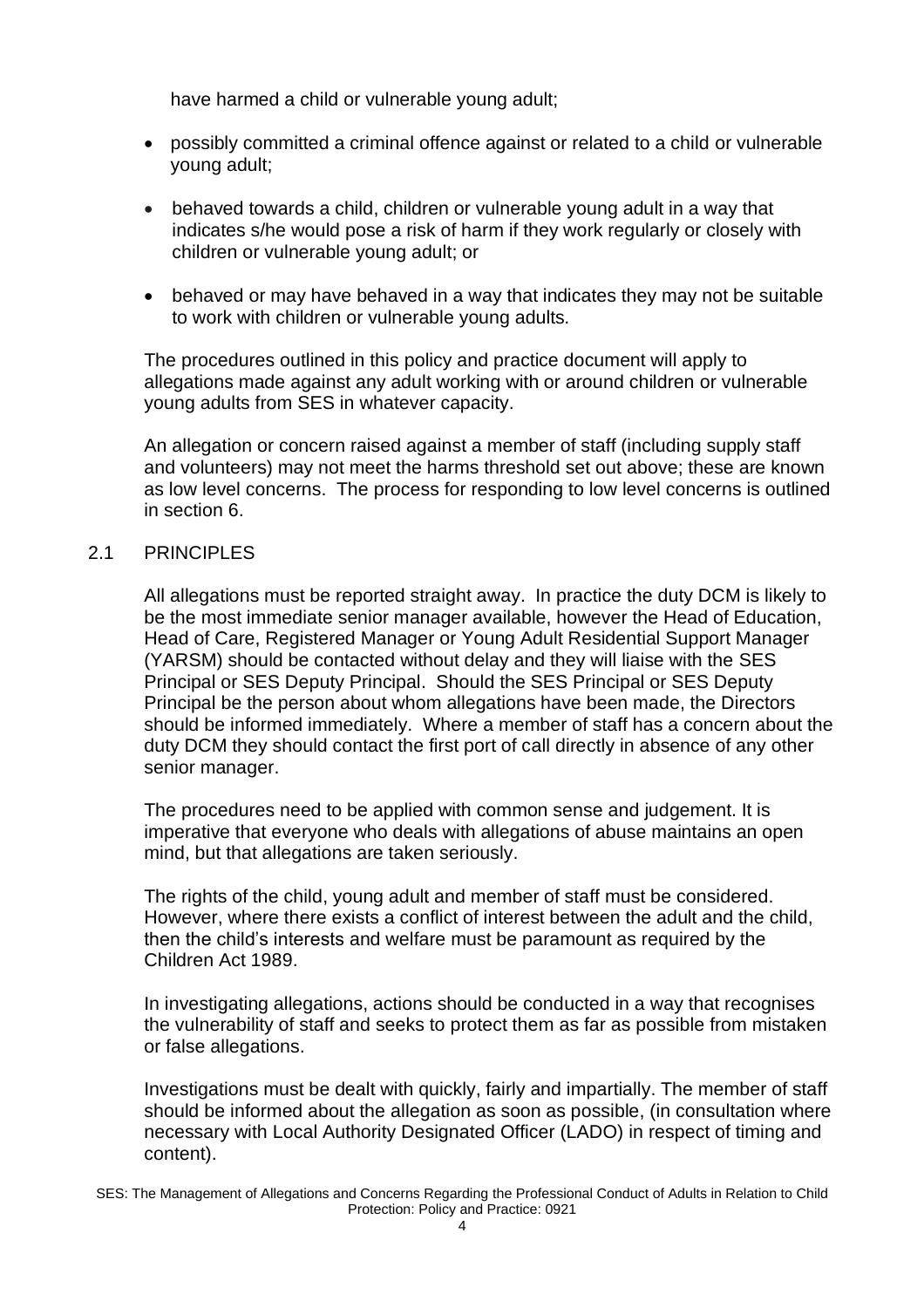have harmed a child or vulnerable young adult;

- possibly committed a criminal offence against or related to a child or vulnerable young adult;
- behaved towards a child, children or vulnerable young adult in a way that indicates s/he would pose a risk of harm if they work regularly or closely with children or vulnerable young adult; or
- behaved or may have behaved in a way that indicates they may not be suitable to work with children or vulnerable young adults.

The procedures outlined in this policy and practice document will apply to allegations made against any adult working with or around children or vulnerable young adults from SES in whatever capacity.

An allegation or concern raised against a member of staff (including supply staff and volunteers) may not meet the harms threshold set out above; these are known as low level concerns. The process for responding to low level concerns is outlined in section 6.

## 2.1 PRINCIPLES

All allegations must be reported straight away. In practice the duty DCM is likely to be the most immediate senior manager available, however the Head of Education, Head of Care, Registered Manager or Young Adult Residential Support Manager (YARSM) should be contacted without delay and they will liaise with the SES Principal or SES Deputy Principal. Should the SES Principal or SES Deputy Principal be the person about whom allegations have been made, the Directors should be informed immediately. Where a member of staff has a concern about the duty DCM they should contact the first port of call directly in absence of any other senior manager.

The procedures need to be applied with common sense and judgement. It is imperative that everyone who deals with allegations of abuse maintains an open mind, but that allegations are taken seriously.

The rights of the child, young adult and member of staff must be considered. However, where there exists a conflict of interest between the adult and the child, then the child's interests and welfare must be paramount as required by the Children Act 1989.

In investigating allegations, actions should be conducted in a way that recognises the vulnerability of staff and seeks to protect them as far as possible from mistaken or false allegations.

Investigations must be dealt with quickly, fairly and impartially. The member of staff should be informed about the allegation as soon as possible, (in consultation where necessary with Local Authority Designated Officer (LADO) in respect of timing and content).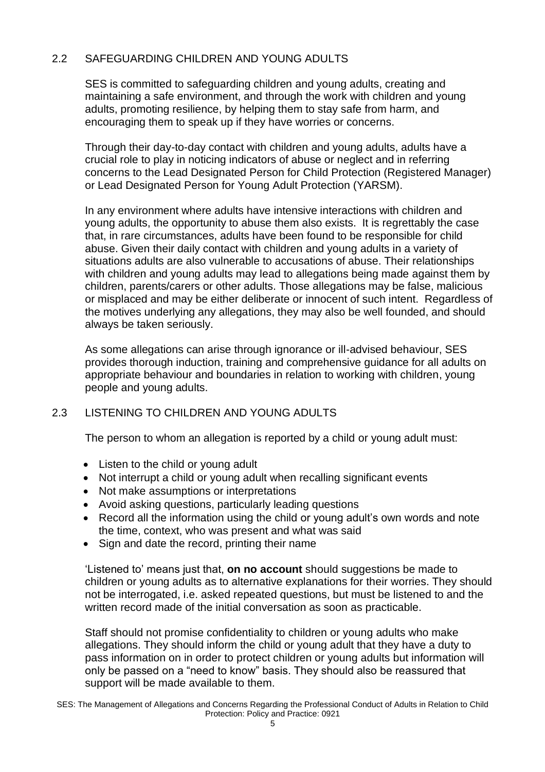## 2.2 SAFEGUARDING CHILDREN AND YOUNG ADULTS

SES is committed to safeguarding children and young adults, creating and maintaining a safe environment, and through the work with children and young adults, promoting resilience, by helping them to stay safe from harm, and encouraging them to speak up if they have worries or concerns.

Through their day-to-day contact with children and young adults, adults have a crucial role to play in noticing indicators of abuse or neglect and in referring concerns to the Lead Designated Person for Child Protection (Registered Manager) or Lead Designated Person for Young Adult Protection (YARSM).

In any environment where adults have intensive interactions with children and young adults, the opportunity to abuse them also exists. It is regrettably the case that, in rare circumstances, adults have been found to be responsible for child abuse. Given their daily contact with children and young adults in a variety of situations adults are also vulnerable to accusations of abuse. Their relationships with children and young adults may lead to allegations being made against them by children, parents/carers or other adults. Those allegations may be false, malicious or misplaced and may be either deliberate or innocent of such intent. Regardless of the motives underlying any allegations, they may also be well founded, and should always be taken seriously.

As some allegations can arise through ignorance or ill-advised behaviour, SES provides thorough induction, training and comprehensive guidance for all adults on appropriate behaviour and boundaries in relation to working with children, young people and young adults.

## 2.3 LISTENING TO CHILDREN AND YOUNG ADULTS

The person to whom an allegation is reported by a child or young adult must:

- Listen to the child or young adult
- Not interrupt a child or young adult when recalling significant events
- Not make assumptions or interpretations
- Avoid asking questions, particularly leading questions
- Record all the information using the child or young adult's own words and note the time, context, who was present and what was said
- Sign and date the record, printing their name

'Listened to' means just that, **on no account** should suggestions be made to children or young adults as to alternative explanations for their worries. They should not be interrogated, i.e. asked repeated questions, but must be listened to and the written record made of the initial conversation as soon as practicable.

Staff should not promise confidentiality to children or young adults who make allegations. They should inform the child or young adult that they have a duty to pass information on in order to protect children or young adults but information will only be passed on a "need to know" basis. They should also be reassured that support will be made available to them.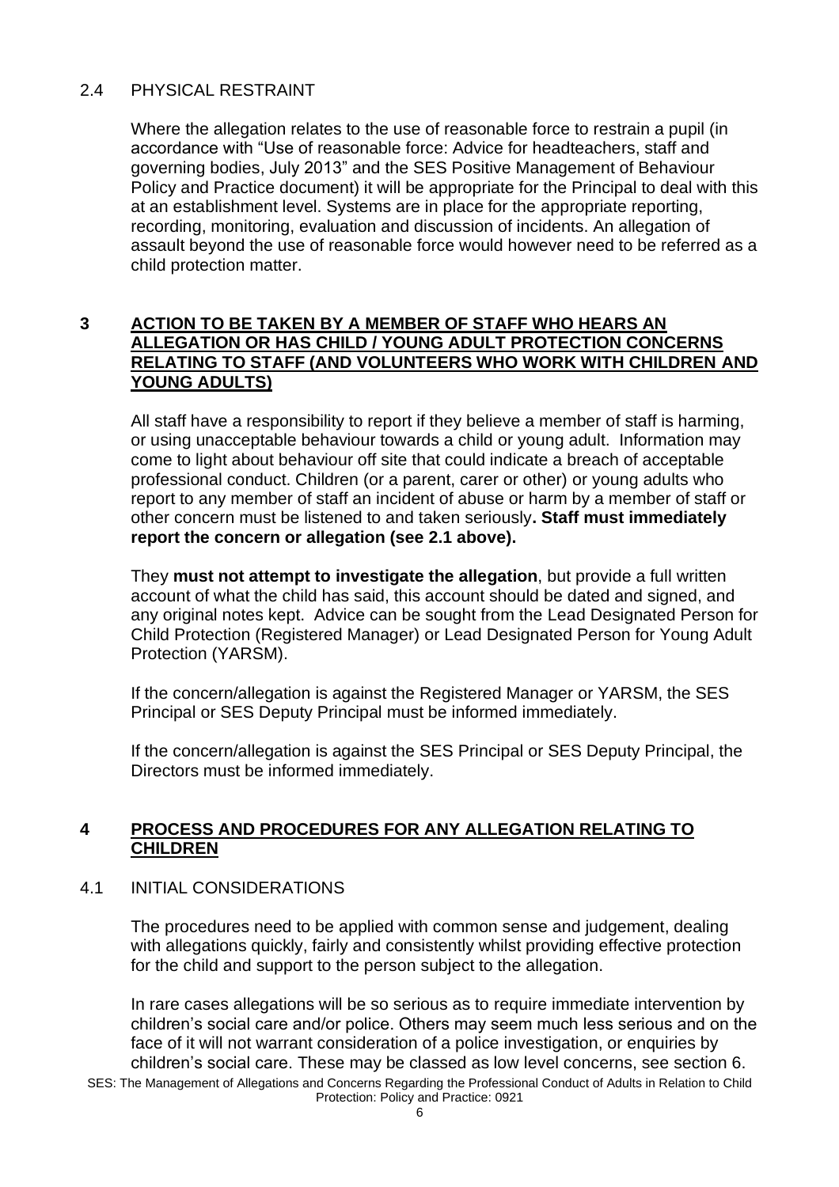### 2.4 PHYSICAL RESTRAINT

Where the allegation relates to the use of reasonable force to restrain a pupil (in accordance with "Use of reasonable force: Advice for headteachers, staff and governing bodies, July 2013" and the SES Positive Management of Behaviour Policy and Practice document) it will be appropriate for the Principal to deal with this at an establishment level. Systems are in place for the appropriate reporting, recording, monitoring, evaluation and discussion of incidents. An allegation of assault beyond the use of reasonable force would however need to be referred as a child protection matter.

## 3 ACTION TO BE TAKEN BY A MEMBER OF STAFF WHO HEARS AN ALLEGATION OR HAS CHILD / YOUNG ADULT PROTECTION CONCERNS RELATING TO STAFF (AND VOLUNTEERS WHO WORK WITH CHILDREN AND YOUNG ADULTS)

All staff have a responsibility to report if they believe a member of staff is harming, or using unacceptable behaviour towards a child or young adult. Information may come to light about behaviour off site that could indicate a breach of acceptable professional conduct. Children (or a parent, carer or other) or young adults who report to any member of staff an incident of abuse or harm by a member of staff or other concern must be listened to and taken seriously**. Staff must immediately report the concern or allegation (see 2.1 above).**

They **must not attempt to investigate the allegation**, but provide a full written account of what the child has said, this account should be dated and signed, and any original notes kept. Advice can be sought from the Lead Designated Person for Child Protection (Registered Manager) or Lead Designated Person for Young Adult Protection (YARSM).

If the concern/allegation is against the Registered Manager or YARSM, the SES Principal or SES Deputy Principal must be informed immediately.

If the concern/allegation is against the SES Principal or SES Deputy Principal, the Directors must be informed immediately.

## 4 PROCESS AND PROCEDURES FOR ANY ALLEGATION RELATING TO CHILDREN

### 4.1 INITIAL CONSIDERATIONS

The procedures need to be applied with common sense and judgement, dealing with allegations quickly, fairly and consistently whilst providing effective protection for the child and support to the person subject to the allegation.

In rare cases allegations will be so serious as to require immediate intervention by children's social care and/or police. Others may seem much less serious and on the face of it will not warrant consideration of a police investigation, or enquiries by children's social care. These may be classed as low level concerns, see section 6.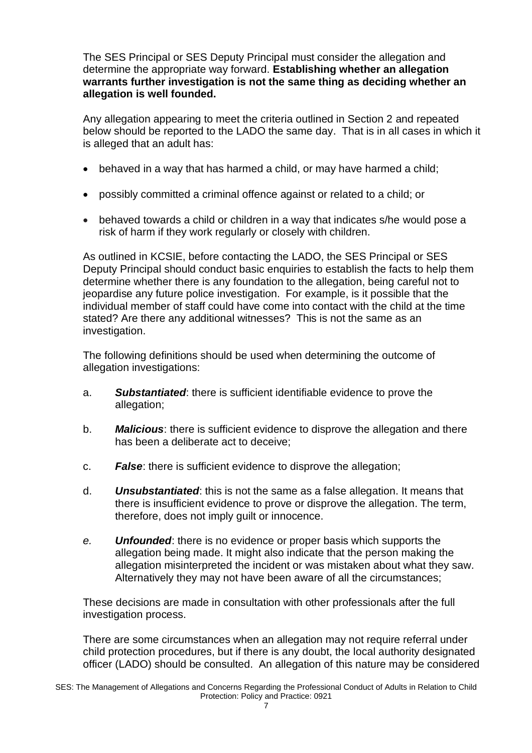The SES Principal or SES Deputy Principal must consider the allegation and determine the appropriate way forward. **Establishing whether an allegation warrants further investigation is not the same thing as deciding whether an allegation is well founded.**

Any allegation appearing to meet the criteria outlined in Section 2 and repeated below should be reported to the LADO the same day. That is in all cases in which it is alleged that an adult has:

- behaved in a way that has harmed a child, or may have harmed a child;
- possibly committed a criminal offence against or related to a child; or
- behaved towards a child or children in a way that indicates s/he would pose a risk of harm if they work regularly or closely with children.

As outlined in KCSIE, before contacting the LADO, the SES Principal or SES Deputy Principal should conduct basic enquiries to establish the facts to help them determine whether there is any foundation to the allegation, being careful not to jeopardise any future police investigation. For example, is it possible that the individual member of staff could have come into contact with the child at the time stated? Are there any additional witnesses? This is not the same as an investigation.

The following definitions should be used when determining the outcome of allegation investigations:

a. ***Substantiated***: there is sufficient identifiable evidence to prove the allegation;

b. ***Malicious***: there is sufficient evidence to disprove the allegation and there has been a deliberate act to deceive;

c. ***False***: there is sufficient evidence to disprove the allegation;

d. ***Unsubstantiated***: this is not the same as a false allegation. It means that there is insufficient evidence to prove or disprove the allegation. The term, therefore, does not imply guilt or innocence.

*e.* ***Unfounded***: there is no evidence or proper basis which supports the allegation being made. It might also indicate that the person making the allegation misinterpreted the incident or was mistaken about what they saw. Alternatively they may not have been aware of all the circumstances;

These decisions are made in consultation with other professionals after the full investigation process.

There are some circumstances when an allegation may not require referral under child protection procedures, but if there is any doubt, the local authority designated officer (LADO) should be consulted. An allegation of this nature may be considered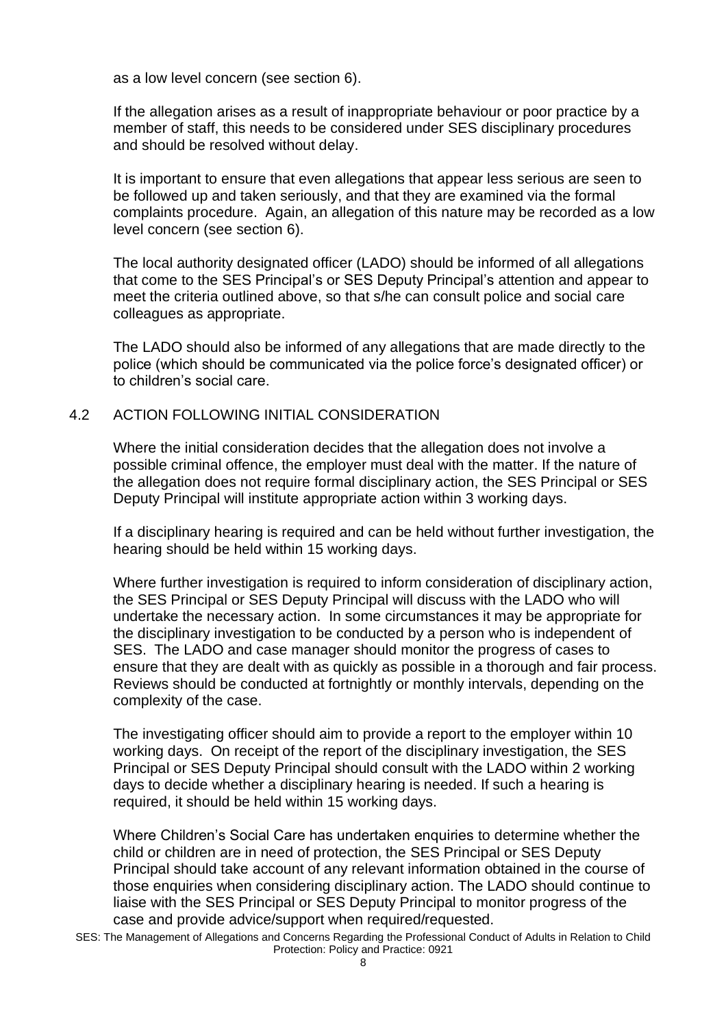as a low level concern (see section 6).

If the allegation arises as a result of inappropriate behaviour or poor practice by a member of staff, this needs to be considered under SES disciplinary procedures and should be resolved without delay.

It is important to ensure that even allegations that appear less serious are seen to be followed up and taken seriously, and that they are examined via the formal complaints procedure. Again, an allegation of this nature may be recorded as a low level concern (see section 6).

The local authority designated officer (LADO) should be informed of all allegations that come to the SES Principal's or SES Deputy Principal's attention and appear to meet the criteria outlined above, so that s/he can consult police and social care colleagues as appropriate.

The LADO should also be informed of any allegations that are made directly to the police (which should be communicated via the police force's designated officer) or to children's social care.

## 4.2 ACTION FOLLOWING INITIAL CONSIDERATION

Where the initial consideration decides that the allegation does not involve a possible criminal offence, the employer must deal with the matter. If the nature of the allegation does not require formal disciplinary action, the SES Principal or SES Deputy Principal will institute appropriate action within 3 working days.

If a disciplinary hearing is required and can be held without further investigation, the hearing should be held within 15 working days.

Where further investigation is required to inform consideration of disciplinary action, the SES Principal or SES Deputy Principal will discuss with the LADO who will undertake the necessary action. In some circumstances it may be appropriate for the disciplinary investigation to be conducted by a person who is independent of SES. The LADO and case manager should monitor the progress of cases to ensure that they are dealt with as quickly as possible in a thorough and fair process. Reviews should be conducted at fortnightly or monthly intervals, depending on the complexity of the case.

The investigating officer should aim to provide a report to the employer within 10 working days. On receipt of the report of the disciplinary investigation, the SES Principal or SES Deputy Principal should consult with the LADO within 2 working days to decide whether a disciplinary hearing is needed. If such a hearing is required, it should be held within 15 working days.

Where Children's Social Care has undertaken enquiries to determine whether the child or children are in need of protection, the SES Principal or SES Deputy Principal should take account of any relevant information obtained in the course of those enquiries when considering disciplinary action. The LADO should continue to liaise with the SES Principal or SES Deputy Principal to monitor progress of the case and provide advice/support when required/requested.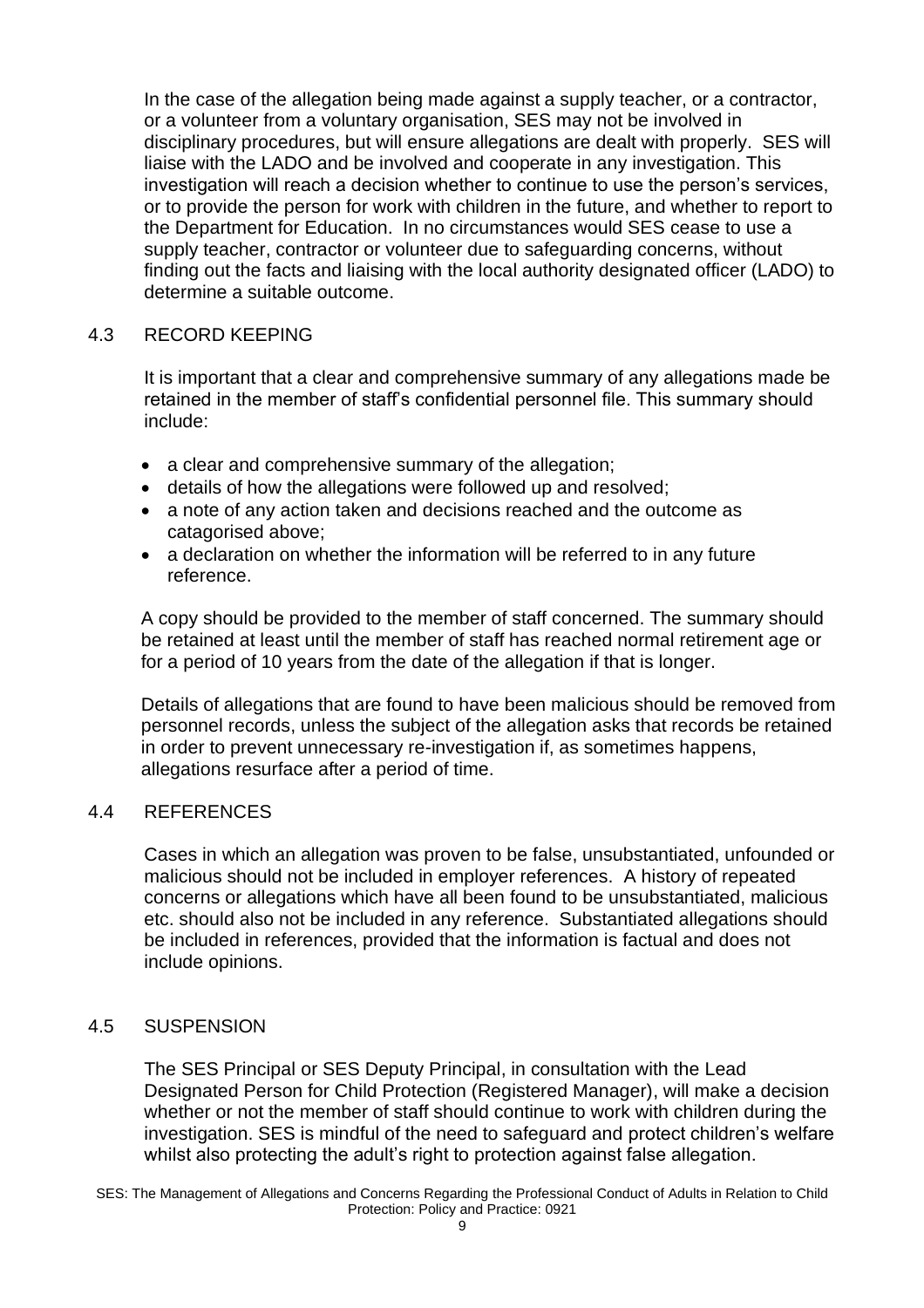In the case of the allegation being made against a supply teacher, or a contractor, or a volunteer from a voluntary organisation, SES may not be involved in disciplinary procedures, but will ensure allegations are dealt with properly. SES will liaise with the LADO and be involved and cooperate in any investigation. This investigation will reach a decision whether to continue to use the person's services, or to provide the person for work with children in the future, and whether to report to the Department for Education. In no circumstances would SES cease to use a supply teacher, contractor or volunteer due to safeguarding concerns, without finding out the facts and liaising with the local authority designated officer (LADO) to determine a suitable outcome.

## 4.3 RECORD KEEPING

It is important that a clear and comprehensive summary of any allegations made be retained in the member of staff's confidential personnel file. This summary should include:

- a clear and comprehensive summary of the allegation;
- details of how the allegations were followed up and resolved;
- a note of any action taken and decisions reached and the outcome as catagorised above;
- a declaration on whether the information will be referred to in any future reference.

A copy should be provided to the member of staff concerned. The summary should be retained at least until the member of staff has reached normal retirement age or for a period of 10 years from the date of the allegation if that is longer.

Details of allegations that are found to have been malicious should be removed from personnel records, unless the subject of the allegation asks that records be retained in order to prevent unnecessary re-investigation if, as sometimes happens, allegations resurface after a period of time.

## 4.4 REFERENCES

Cases in which an allegation was proven to be false, unsubstantiated, unfounded or malicious should not be included in employer references. A history of repeated concerns or allegations which have all been found to be unsubstantiated, malicious etc. should also not be included in any reference. Substantiated allegations should be included in references, provided that the information is factual and does not include opinions.

## 4.5 SUSPENSION

The SES Principal or SES Deputy Principal, in consultation with the Lead Designated Person for Child Protection (Registered Manager), will make a decision whether or not the member of staff should continue to work with children during the investigation. SES is mindful of the need to safeguard and protect children's welfare whilst also protecting the adult's right to protection against false allegation.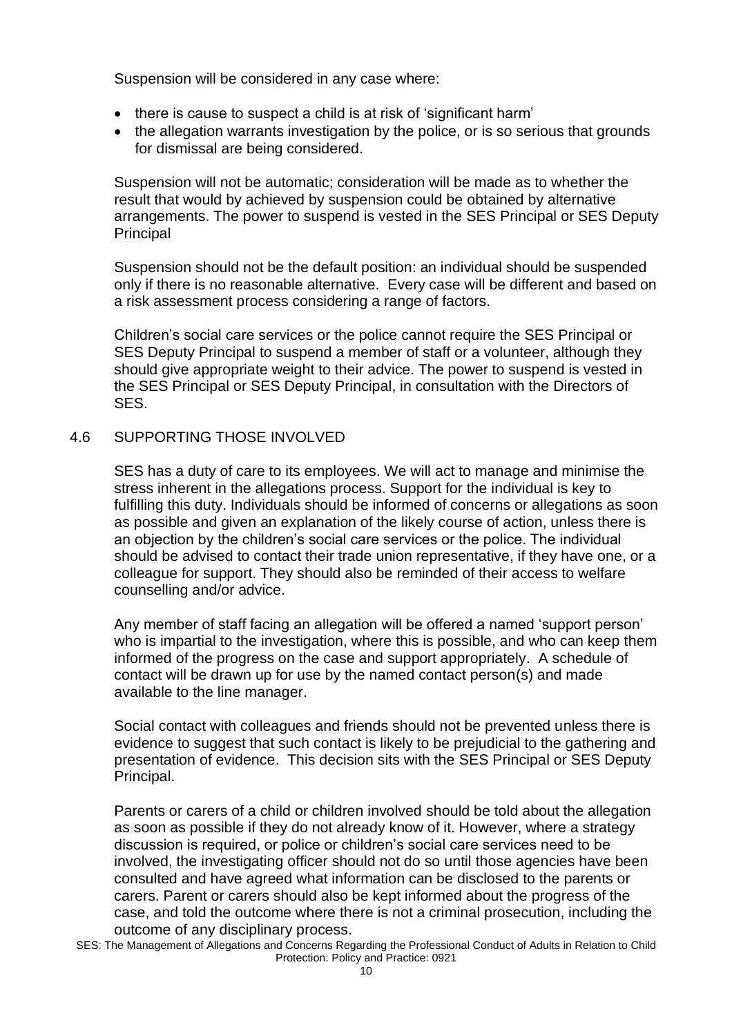Suspension will be considered in any case where:

- there is cause to suspect a child is at risk of 'significant harm'
- the allegation warrants investigation by the police, or is so serious that grounds for dismissal are being considered.

Suspension will not be automatic; consideration will be made as to whether the result that would by achieved by suspension could be obtained by alternative arrangements. The power to suspend is vested in the SES Principal or SES Deputy Principal

Suspension should not be the default position: an individual should be suspended only if there is no reasonable alternative. Every case will be different and based on a risk assessment process considering a range of factors.

Children's social care services or the police cannot require the SES Principal or SES Deputy Principal to suspend a member of staff or a volunteer, although they should give appropriate weight to their advice. The power to suspend is vested in the SES Principal or SES Deputy Principal, in consultation with the Directors of SES.

## 4.6 SUPPORTING THOSE INVOLVED

SES has a duty of care to its employees. We will act to manage and minimise the stress inherent in the allegations process. Support for the individual is key to fulfilling this duty. Individuals should be informed of concerns or allegations as soon as possible and given an explanation of the likely course of action, unless there is an objection by the children's social care services or the police. The individual should be advised to contact their trade union representative, if they have one, or a colleague for support. They should also be reminded of their access to welfare counselling and/or advice.

Any member of staff facing an allegation will be offered a named 'support person' who is impartial to the investigation, where this is possible, and who can keep them informed of the progress on the case and support appropriately. A schedule of contact will be drawn up for use by the named contact person(s) and made available to the line manager.

Social contact with colleagues and friends should not be prevented unless there is evidence to suggest that such contact is likely to be prejudicial to the gathering and presentation of evidence. This decision sits with the SES Principal or SES Deputy Principal.

Parents or carers of a child or children involved should be told about the allegation as soon as possible if they do not already know of it. However, where a strategy discussion is required, or police or children's social care services need to be involved, the investigating officer should not do so until those agencies have been consulted and have agreed what information can be disclosed to the parents or carers. Parent or carers should also be kept informed about the progress of the case, and told the outcome where there is not a criminal prosecution, including the outcome of any disciplinary process.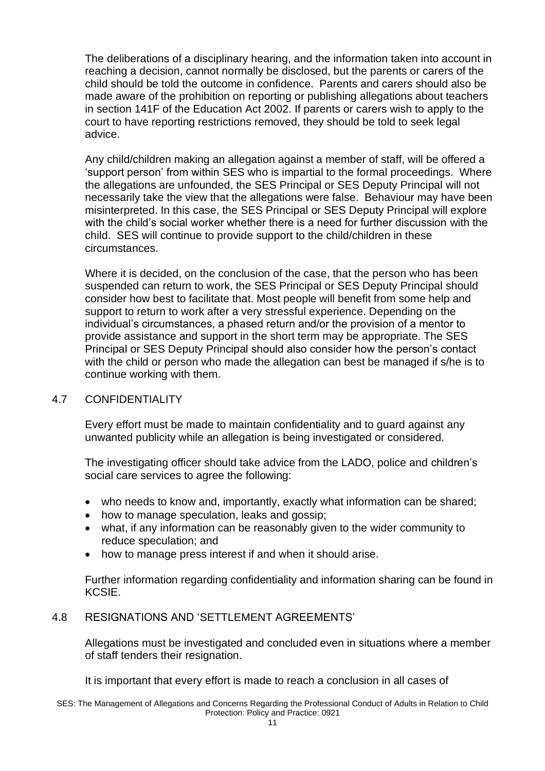The deliberations of a disciplinary hearing, and the information taken into account in reaching a decision, cannot normally be disclosed, but the parents or carers of the child should be told the outcome in confidence. Parents and carers should also be made aware of the prohibition on reporting or publishing allegations about teachers in section 141F of the Education Act 2002. If parents or carers wish to apply to the court to have reporting restrictions removed, they should be told to seek legal advice.

Any child/children making an allegation against a member of staff, will be offered a 'support person' from within SES who is impartial to the formal proceedings. Where the allegations are unfounded, the SES Principal or SES Deputy Principal will not necessarily take the view that the allegations were false. Behaviour may have been misinterpreted. In this case, the SES Principal or SES Deputy Principal will explore with the child's social worker whether there is a need for further discussion with the child. SES will continue to provide support to the child/children in these circumstances.

Where it is decided, on the conclusion of the case, that the person who has been suspended can return to work, the SES Principal or SES Deputy Principal should consider how best to facilitate that. Most people will benefit from some help and support to return to work after a very stressful experience. Depending on the individual's circumstances, a phased return and/or the provision of a mentor to provide assistance and support in the short term may be appropriate. The SES Principal or SES Deputy Principal should also consider how the person's contact with the child or person who made the allegation can best be managed if s/he is to continue working with them.

## 4.7 CONFIDENTIALITY

Every effort must be made to maintain confidentiality and to guard against any unwanted publicity while an allegation is being investigated or considered.

The investigating officer should take advice from the LADO, police and children's social care services to agree the following:

- who needs to know and, importantly, exactly what information can be shared;
- how to manage speculation, leaks and gossip;
- what, if any information can be reasonably given to the wider community to reduce speculation; and
- how to manage press interest if and when it should arise.

Further information regarding confidentiality and information sharing can be found in KCSIE.

## 4.8 RESIGNATIONS AND 'SETTLEMENT AGREEMENTS'

Allegations must be investigated and concluded even in situations where a member of staff tenders their resignation.

It is important that every effort is made to reach a conclusion in all cases of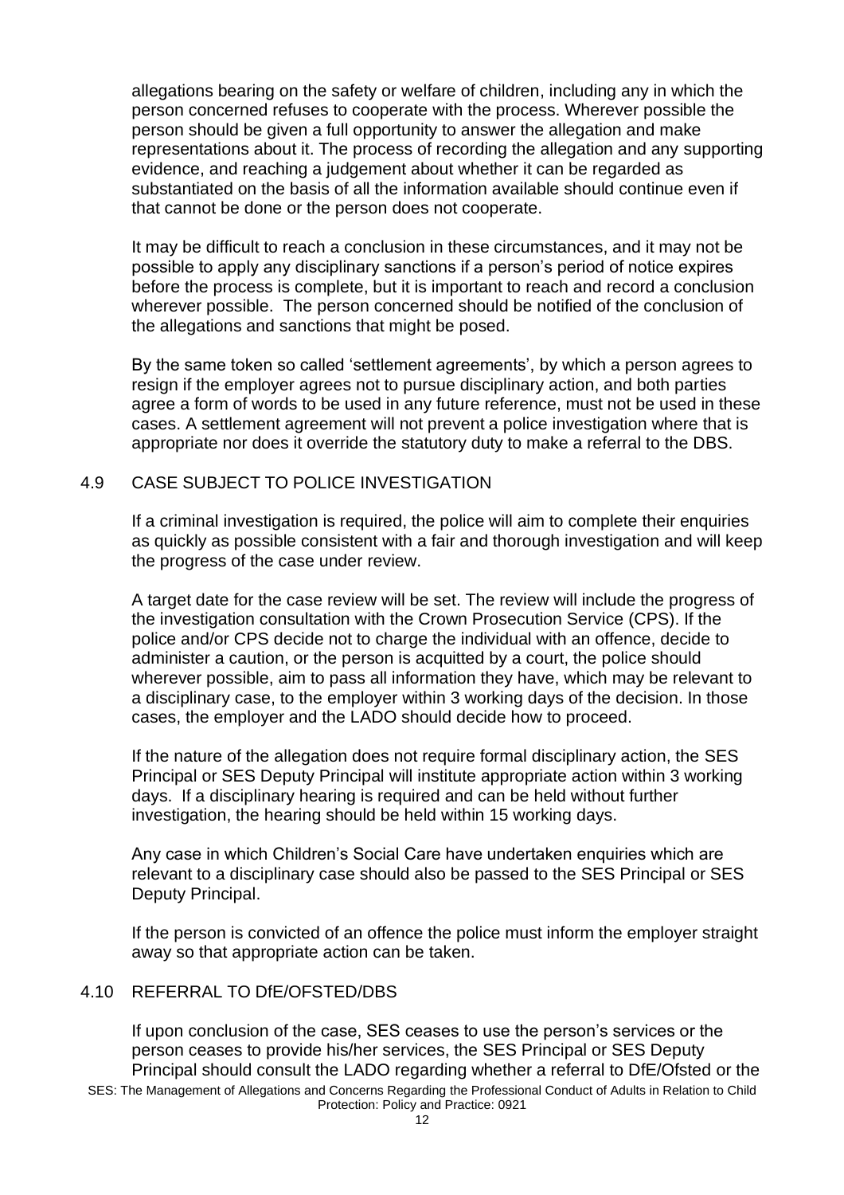allegations bearing on the safety or welfare of children, including any in which the person concerned refuses to cooperate with the process. Wherever possible the person should be given a full opportunity to answer the allegation and make representations about it. The process of recording the allegation and any supporting evidence, and reaching a judgement about whether it can be regarded as substantiated on the basis of all the information available should continue even if that cannot be done or the person does not cooperate.

It may be difficult to reach a conclusion in these circumstances, and it may not be possible to apply any disciplinary sanctions if a person's period of notice expires before the process is complete, but it is important to reach and record a conclusion wherever possible. The person concerned should be notified of the conclusion of the allegations and sanctions that might be posed.

By the same token so called 'settlement agreements', by which a person agrees to resign if the employer agrees not to pursue disciplinary action, and both parties agree a form of words to be used in any future reference, must not be used in these cases. A settlement agreement will not prevent a police investigation where that is appropriate nor does it override the statutory duty to make a referral to the DBS.

## 4.9 CASE SUBJECT TO POLICE INVESTIGATION

If a criminal investigation is required, the police will aim to complete their enquiries as quickly as possible consistent with a fair and thorough investigation and will keep the progress of the case under review.

A target date for the case review will be set. The review will include the progress of the investigation consultation with the Crown Prosecution Service (CPS). If the police and/or CPS decide not to charge the individual with an offence, decide to administer a caution, or the person is acquitted by a court, the police should wherever possible, aim to pass all information they have, which may be relevant to a disciplinary case, to the employer within 3 working days of the decision. In those cases, the employer and the LADO should decide how to proceed.

If the nature of the allegation does not require formal disciplinary action, the SES Principal or SES Deputy Principal will institute appropriate action within 3 working days. If a disciplinary hearing is required and can be held without further investigation, the hearing should be held within 15 working days.

Any case in which Children's Social Care have undertaken enquiries which are relevant to a disciplinary case should also be passed to the SES Principal or SES Deputy Principal.

If the person is convicted of an offence the police must inform the employer straight away so that appropriate action can be taken.

## 4.10 REFERRAL TO DfE/OFSTED/DBS

If upon conclusion of the case, SES ceases to use the person's services or the person ceases to provide his/her services, the SES Principal or SES Deputy Principal should consult the LADO regarding whether a referral to DfE/Ofsted or the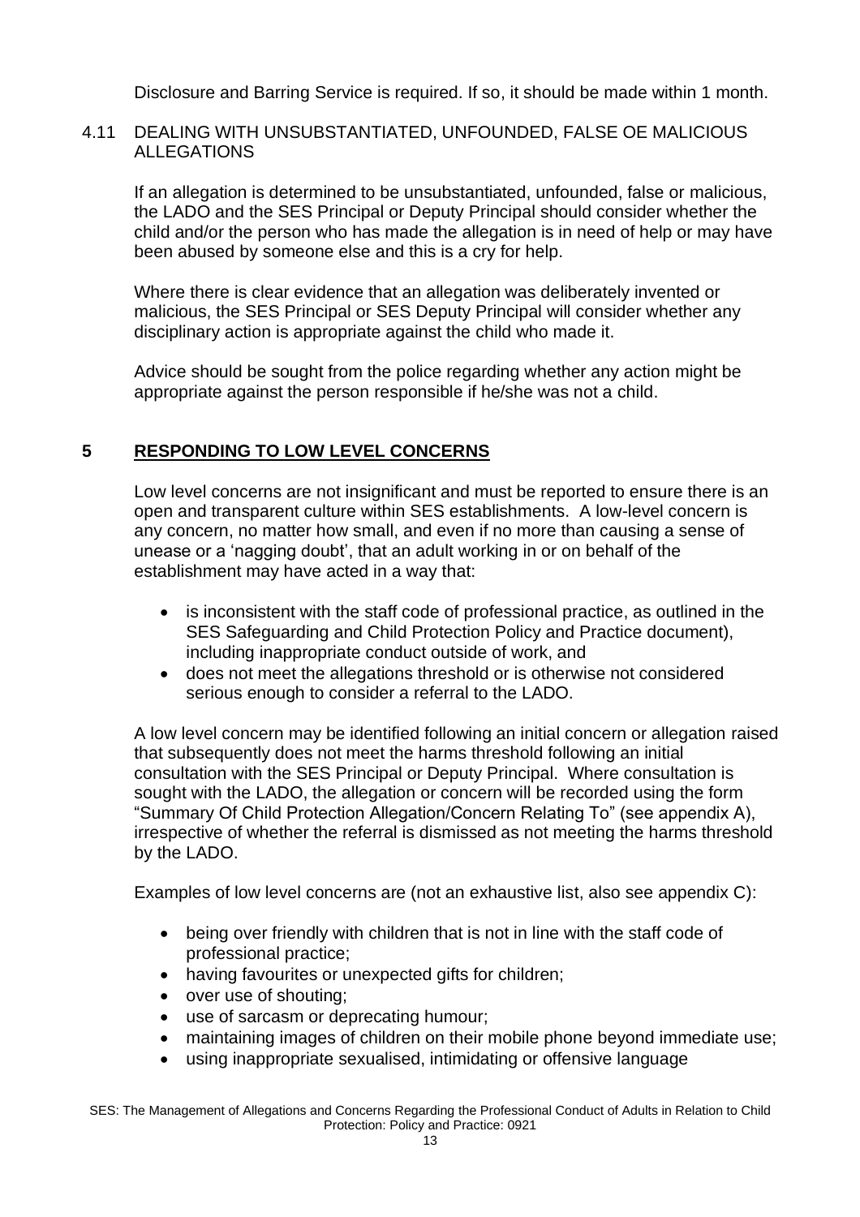Disclosure and Barring Service is required. If so, it should be made within 1 month.

### 4.11 DEALING WITH UNSUBSTANTIATED, UNFOUNDED, FALSE OE MALICIOUS ALLEGATIONS

If an allegation is determined to be unsubstantiated, unfounded, false or malicious, the LADO and the SES Principal or Deputy Principal should consider whether the child and/or the person who has made the allegation is in need of help or may have been abused by someone else and this is a cry for help.

Where there is clear evidence that an allegation was deliberately invented or malicious, the SES Principal or SES Deputy Principal will consider whether any disciplinary action is appropriate against the child who made it.

Advice should be sought from the police regarding whether any action might be appropriate against the person responsible if he/she was not a child.

## 5 RESPONDING TO LOW LEVEL CONCERNS

Low level concerns are not insignificant and must be reported to ensure there is an open and transparent culture within SES establishments. A low-level concern is any concern, no matter how small, and even if no more than causing a sense of unease or a 'nagging doubt', that an adult working in or on behalf of the establishment may have acted in a way that:

- is inconsistent with the staff code of professional practice, as outlined in the SES Safeguarding and Child Protection Policy and Practice document), including inappropriate conduct outside of work, and
- does not meet the allegations threshold or is otherwise not considered serious enough to consider a referral to the LADO.

A low level concern may be identified following an initial concern or allegation raised that subsequently does not meet the harms threshold following an initial consultation with the SES Principal or Deputy Principal. Where consultation is sought with the LADO, the allegation or concern will be recorded using the form "Summary Of Child Protection Allegation/Concern Relating To" (see appendix A), irrespective of whether the referral is dismissed as not meeting the harms threshold by the LADO.

Examples of low level concerns are (not an exhaustive list, also see appendix C):

- being over friendly with children that is not in line with the staff code of professional practice;
- having favourites or unexpected gifts for children;
- over use of shouting;
- use of sarcasm or deprecating humour;
- maintaining images of children on their mobile phone beyond immediate use;
- using inappropriate sexualised, intimidating or offensive language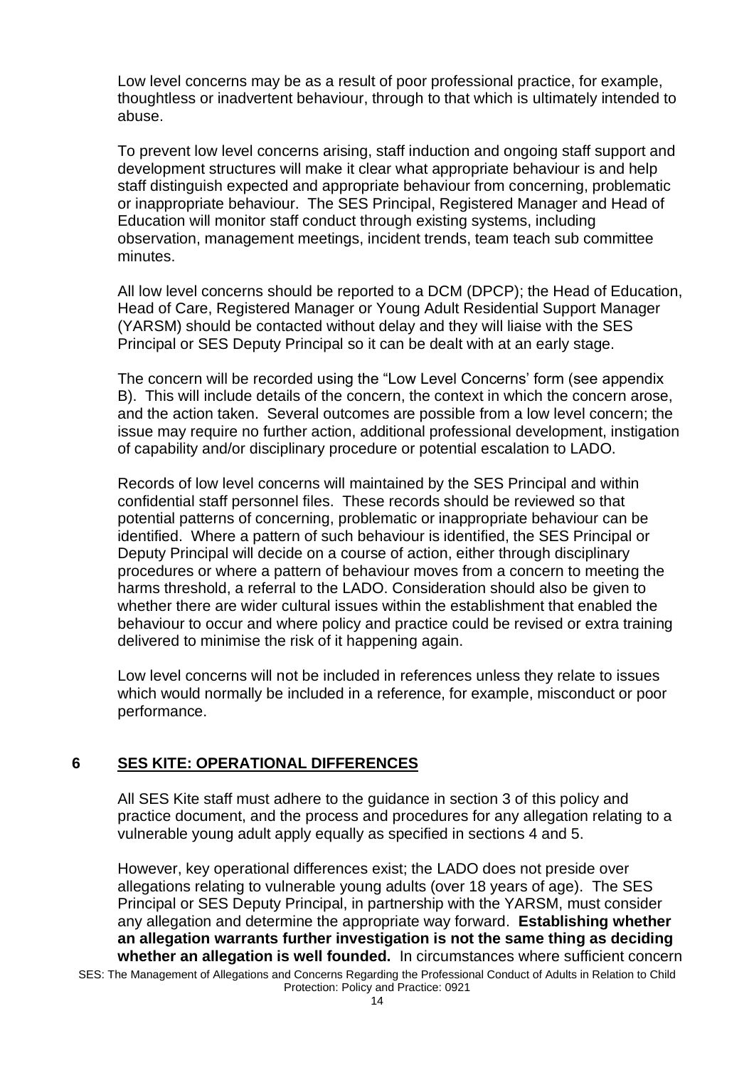Low level concerns may be as a result of poor professional practice, for example, thoughtless or inadvertent behaviour, through to that which is ultimately intended to abuse.

To prevent low level concerns arising, staff induction and ongoing staff support and development structures will make it clear what appropriate behaviour is and help staff distinguish expected and appropriate behaviour from concerning, problematic or inappropriate behaviour. The SES Principal, Registered Manager and Head of Education will monitor staff conduct through existing systems, including observation, management meetings, incident trends, team teach sub committee minutes.

All low level concerns should be reported to a DCM (DPCP); the Head of Education, Head of Care, Registered Manager or Young Adult Residential Support Manager (YARSM) should be contacted without delay and they will liaise with the SES Principal or SES Deputy Principal so it can be dealt with at an early stage.

The concern will be recorded using the "Low Level Concerns' form (see appendix B). This will include details of the concern, the context in which the concern arose, and the action taken. Several outcomes are possible from a low level concern; the issue may require no further action, additional professional development, instigation of capability and/or disciplinary procedure or potential escalation to LADO.

Records of low level concerns will maintained by the SES Principal and within confidential staff personnel files. These records should be reviewed so that potential patterns of concerning, problematic or inappropriate behaviour can be identified. Where a pattern of such behaviour is identified, the SES Principal or Deputy Principal will decide on a course of action, either through disciplinary procedures or where a pattern of behaviour moves from a concern to meeting the harms threshold, a referral to the LADO. Consideration should also be given to whether there are wider cultural issues within the establishment that enabled the behaviour to occur and where policy and practice could be revised or extra training delivered to minimise the risk of it happening again.

Low level concerns will not be included in references unless they relate to issues which would normally be included in a reference, for example, misconduct or poor performance.

## 6 SES KITE: OPERATIONAL DIFFERENCES

All SES Kite staff must adhere to the guidance in section 3 of this policy and practice document, and the process and procedures for any allegation relating to a vulnerable young adult apply equally as specified in sections 4 and 5.

However, key operational differences exist; the LADO does not preside over allegations relating to vulnerable young adults (over 18 years of age). The SES Principal or SES Deputy Principal, in partnership with the YARSM, must consider any allegation and determine the appropriate way forward. **Establishing whether an allegation warrants further investigation is not the same thing as deciding whether an allegation is well founded.** In circumstances where sufficient concern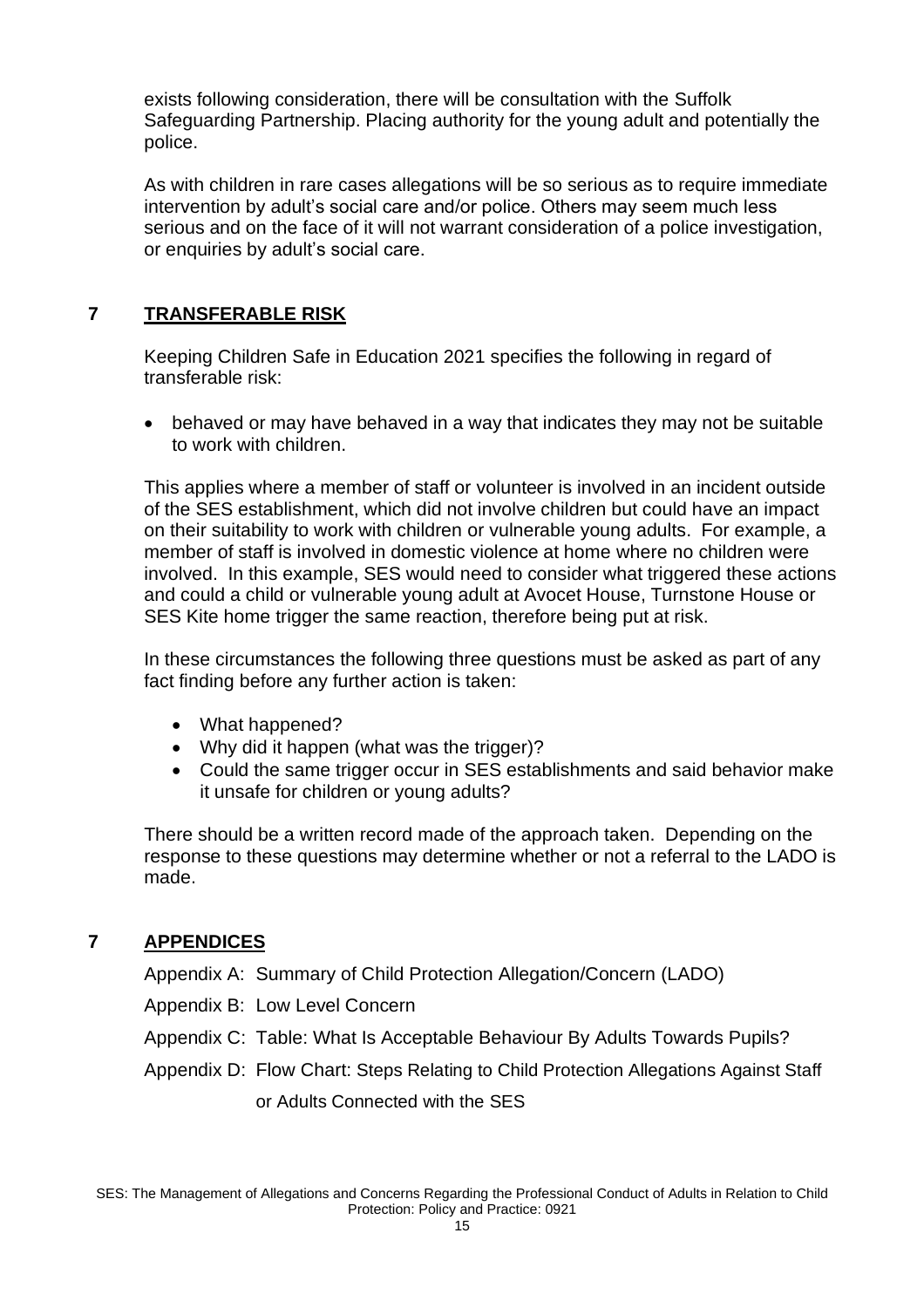exists following consideration, there will be consultation with the Suffolk Safeguarding Partnership. Placing authority for the young adult and potentially the police.

As with children in rare cases allegations will be so serious as to require immediate intervention by adult's social care and/or police. Others may seem much less serious and on the face of it will not warrant consideration of a police investigation, or enquiries by adult's social care.

## 7 TRANSFERABLE RISK

Keeping Children Safe in Education 2021 specifies the following in regard of transferable risk:

- behaved or may have behaved in a way that indicates they may not be suitable to work with children.

This applies where a member of staff or volunteer is involved in an incident outside of the SES establishment, which did not involve children but could have an impact on their suitability to work with children or vulnerable young adults. For example, a member of staff is involved in domestic violence at home where no children were involved. In this example, SES would need to consider what triggered these actions and could a child or vulnerable young adult at Avocet House, Turnstone House or SES Kite home trigger the same reaction, therefore being put at risk.

In these circumstances the following three questions must be asked as part of any fact finding before any further action is taken:

- What happened?
- Why did it happen (what was the trigger)?
- Could the same trigger occur in SES establishments and said behavior make it unsafe for children or young adults?

There should be a written record made of the approach taken. Depending on the response to these questions may determine whether or not a referral to the LADO is made.

## 7 APPENDICES

Appendix A: Summary of Child Protection Allegation/Concern (LADO)

Appendix B: Low Level Concern

Appendix C: Table: What Is Acceptable Behaviour By Adults Towards Pupils?

Appendix D: Flow Chart: Steps Relating to Child Protection Allegations Against Staff or Adults Connected with the SES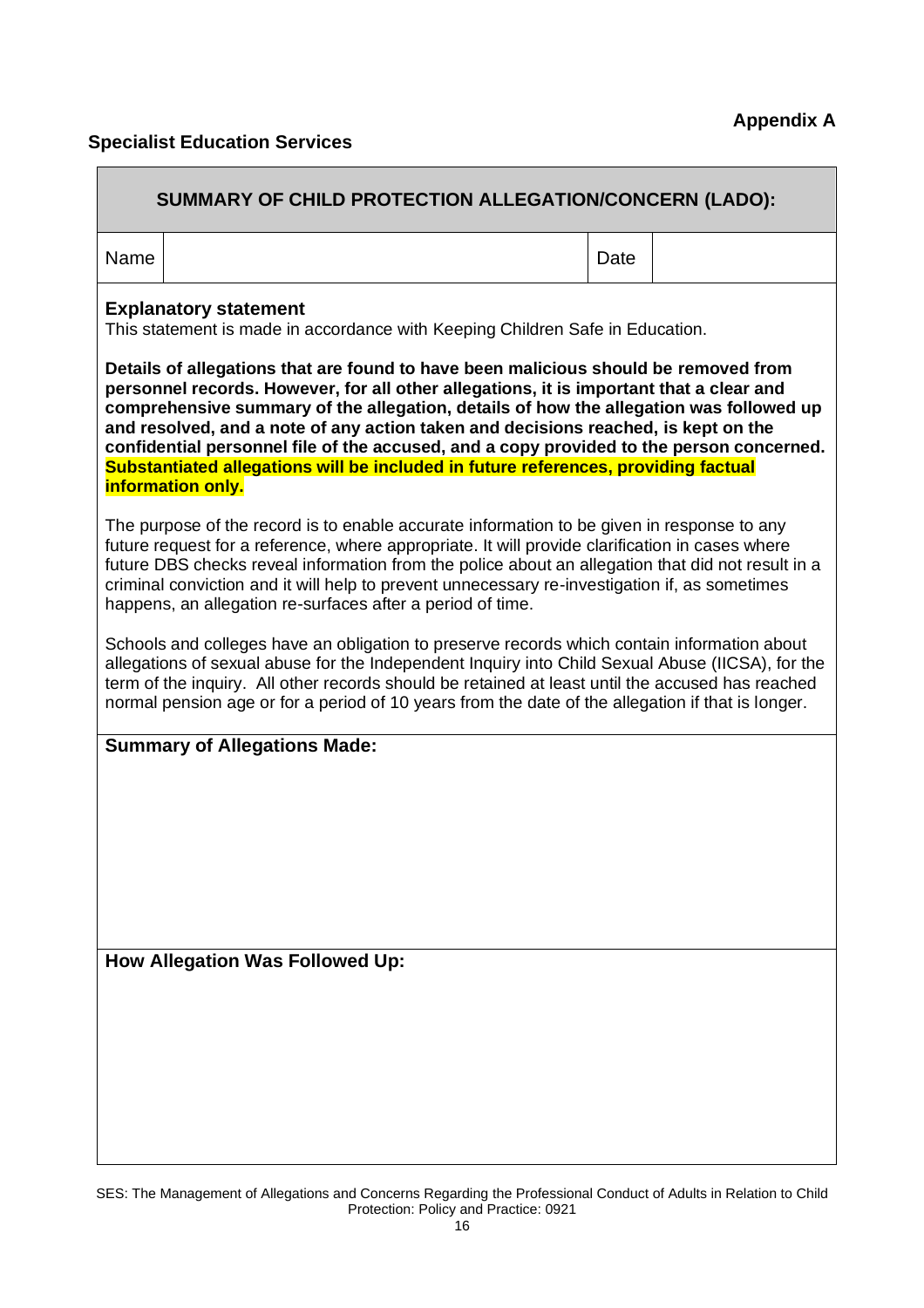**Appendix A**

**Specialist Education Services**

## SUMMARY OF CHILD PROTECTION ALLEGATION/CONCERN (LADO):

| Name | | Date | |
|---|---|---|---|

**Explanatory statement**

This statement is made in accordance with Keeping Children Safe in Education.

**Details of allegations that are found to have been malicious should be removed from personnel records. However, for all other allegations, it is important that a clear and comprehensive summary of the allegation, details of how the allegation was followed up and resolved, and a note of any action taken and decisions reached, is kept on the confidential personnel file of the accused, and a copy provided to the person concerned. Substantiated allegations will be included in future references, providing factual information only.**

The purpose of the record is to enable accurate information to be given in response to any future request for a reference, where appropriate. It will provide clarification in cases where future DBS checks reveal information from the police about an allegation that did not result in a criminal conviction and it will help to prevent unnecessary re-investigation if, as sometimes happens, an allegation re-surfaces after a period of time.

Schools and colleges have an obligation to preserve records which contain information about allegations of sexual abuse for the Independent Inquiry into Child Sexual Abuse (IICSA), for the term of the inquiry. All other records should be retained at least until the accused has reached normal pension age or for a period of 10 years from the date of the allegation if that is longer.

**Summary of Allegations Made:**

**How Allegation Was Followed Up:**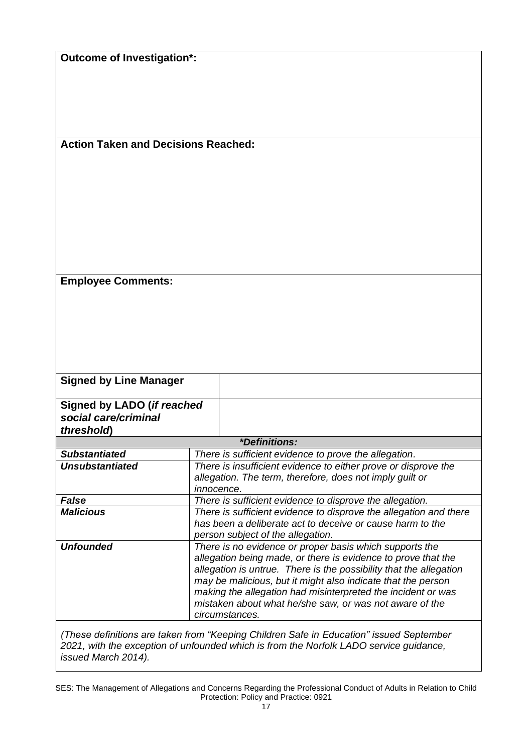| **Outcome of Investigation*:** | |
|---|---|
| | |
| **Action Taken and Decisions Reached:** | |
| | |
| **Employee Comments:** | |
| | |
| **Signed by Line Manager** | |
| **Signed by LADO (*if reached social care/criminal threshold*)** | |

| ***Definitions:** | |
|---|---|
| ***Substantiated*** | *There is sufficient evidence to prove the allegation.* |
| ***Unsubstantiated*** | *There is insufficient evidence to either prove or disprove the allegation. The term, therefore, does not imply guilt or innocence.* |
| ***False*** | *There is sufficient evidence to disprove the allegation.* |
| ***Malicious*** | *There is sufficient evidence to disprove the allegation and there has been a deliberate act to deceive or cause harm to the person subject of the allegation.* |
| ***Unfounded*** | *There is no evidence or proper basis which supports the allegation being made, or there is evidence to prove that the allegation is untrue. There is the possibility that the allegation may be malicious, but it might also indicate that the person making the allegation had misinterpreted the incident or was mistaken about what he/she saw, or was not aware of the circumstances.* |

*(These definitions are taken from "Keeping Children Safe in Education" issued September 2021, with the exception of unfounded which is from the Norfolk LADO service guidance, issued March 2014).*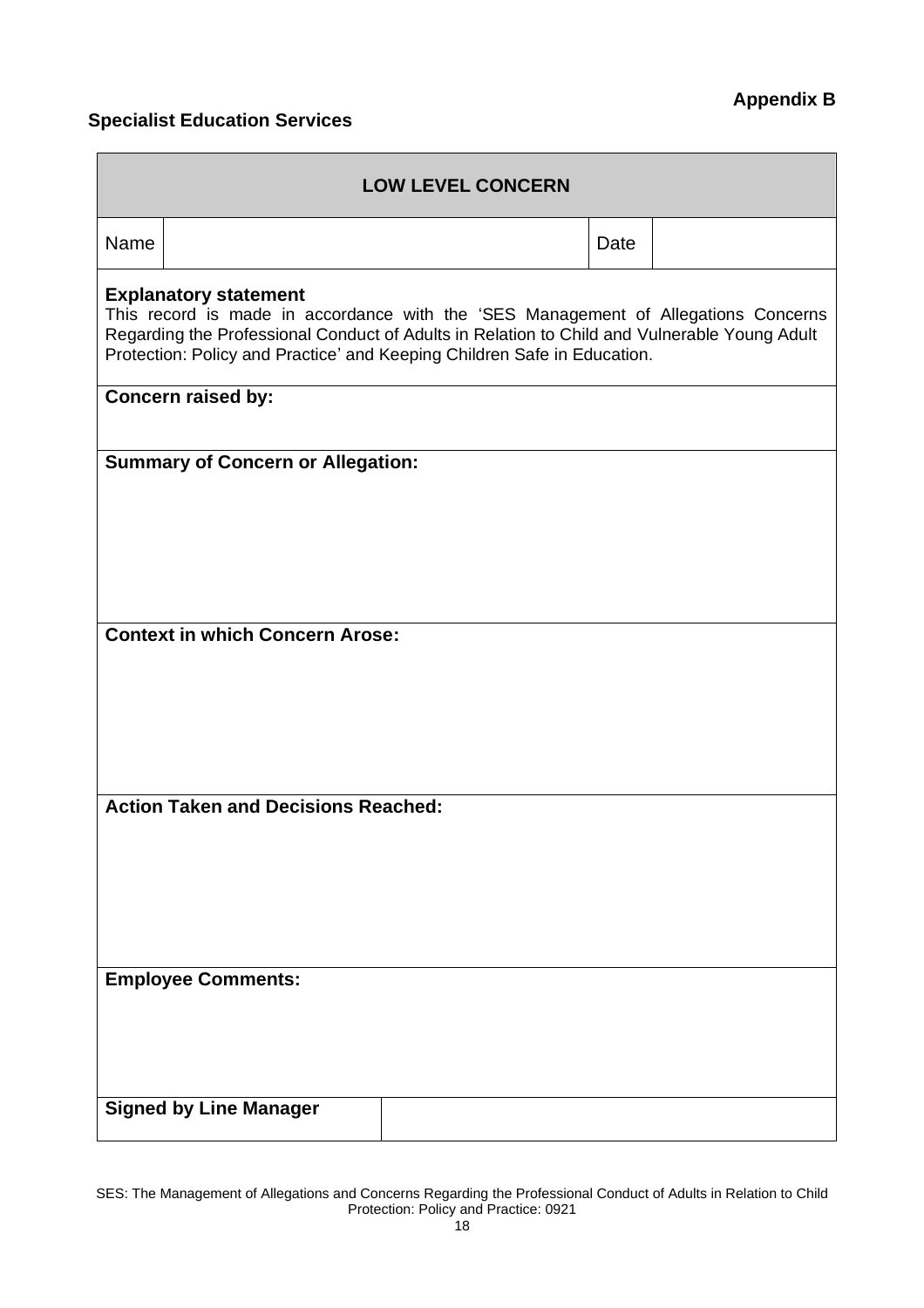**Appendix B**

**Specialist Education Services**

| **LOW LEVEL CONCERN** | | | |
|---|---|---|---|
| Name | | Date | |
| **Explanatory statement**<br>This record is made in accordance with the 'SES Management of Allegations Concerns Regarding the Professional Conduct of Adults in Relation to Child and Vulnerable Young Adult Protection: Policy and Practice' and Keeping Children Safe in Education. | | | |
| **Concern raised by:** | | | |
| **Summary of Concern or Allegation:** | | | |
| **Context in which Concern Arose:** | | | |
| **Action Taken and Decisions Reached:** | | | |
| **Employee Comments:** | | | |
| **Signed by Line Manager** | | | |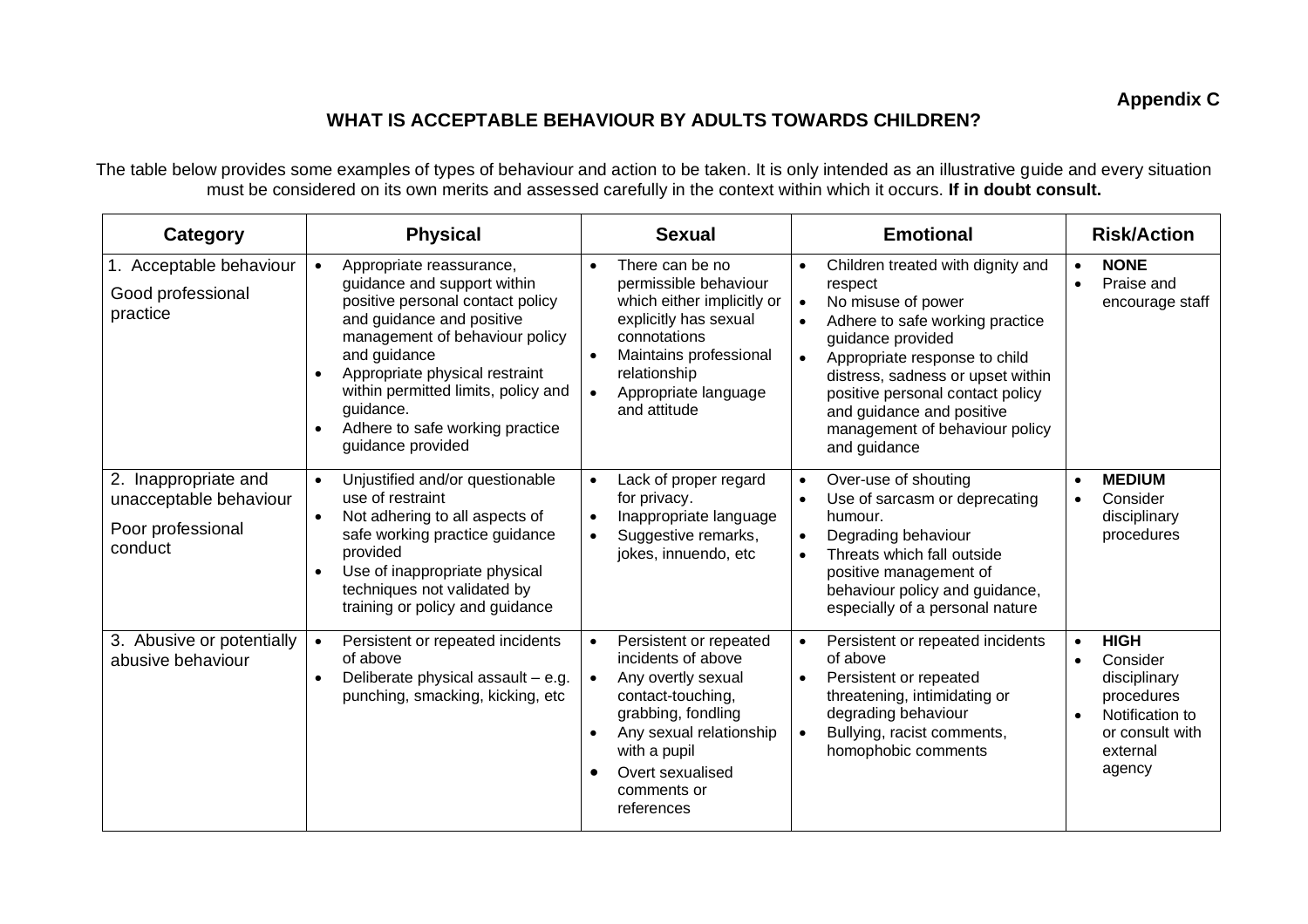**Appendix C**

## WHAT IS ACCEPTABLE BEHAVIOUR BY ADULTS TOWARDS CHILDREN?

The table below provides some examples of types of behaviour and action to be taken. It is only intended as an illustrative guide and every situation must be considered on its own merits and assessed carefully in the context within which it occurs. **If in doubt consult.**

| Category | Physical | Sexual | Emotional | Risk/Action |
|---|---|---|---|---|
| 1. Acceptable behaviour<br><br>Good professional practice | • Appropriate reassurance, guidance and support within positive personal contact policy and guidance and positive management of behaviour policy and guidance<br>• Appropriate physical restraint within permitted limits, policy and guidance.<br>• Adhere to safe working practice guidance provided | • There can be no permissible behaviour which either implicitly or explicitly has sexual connotations<br>• Maintains professional relationship<br>• Appropriate language and attitude | • Children treated with dignity and respect<br>• No misuse of power<br>• Adhere to safe working practice guidance provided<br>• Appropriate response to child distress, sadness or upset within positive personal contact policy and guidance and positive management of behaviour policy and guidance | • **NONE**<br>• Praise and encourage staff |
| 2. Inappropriate and unacceptable behaviour<br><br>Poor professional conduct | • Unjustified and/or questionable use of restraint<br>• Not adhering to all aspects of safe working practice guidance provided<br>• Use of inappropriate physical techniques not validated by training or policy and guidance | • Lack of proper regard for privacy.<br>• Inappropriate language<br>• Suggestive remarks, jokes, innuendo, etc | • Over-use of shouting<br>• Use of sarcasm or deprecating humour.<br>• Degrading behaviour<br>• Threats which fall outside positive management of behaviour policy and guidance, especially of a personal nature | • **MEDIUM**<br>• Consider disciplinary procedures |
| 3. Abusive or potentially abusive behaviour | • Persistent or repeated incidents of above<br>• Deliberate physical assault – e.g. punching, smacking, kicking, etc | • Persistent or repeated incidents of above<br>• Any overtly sexual contact-touching, grabbing, fondling<br>• Any sexual relationship with a pupil<br>• Overt sexualised comments or references | • Persistent or repeated incidents of above<br>• Persistent or repeated threatening, intimidating or degrading behaviour<br>• Bullying, racist comments, homophobic comments | • **HIGH**<br>• Consider disciplinary procedures<br>• Notification to or consult with external agency |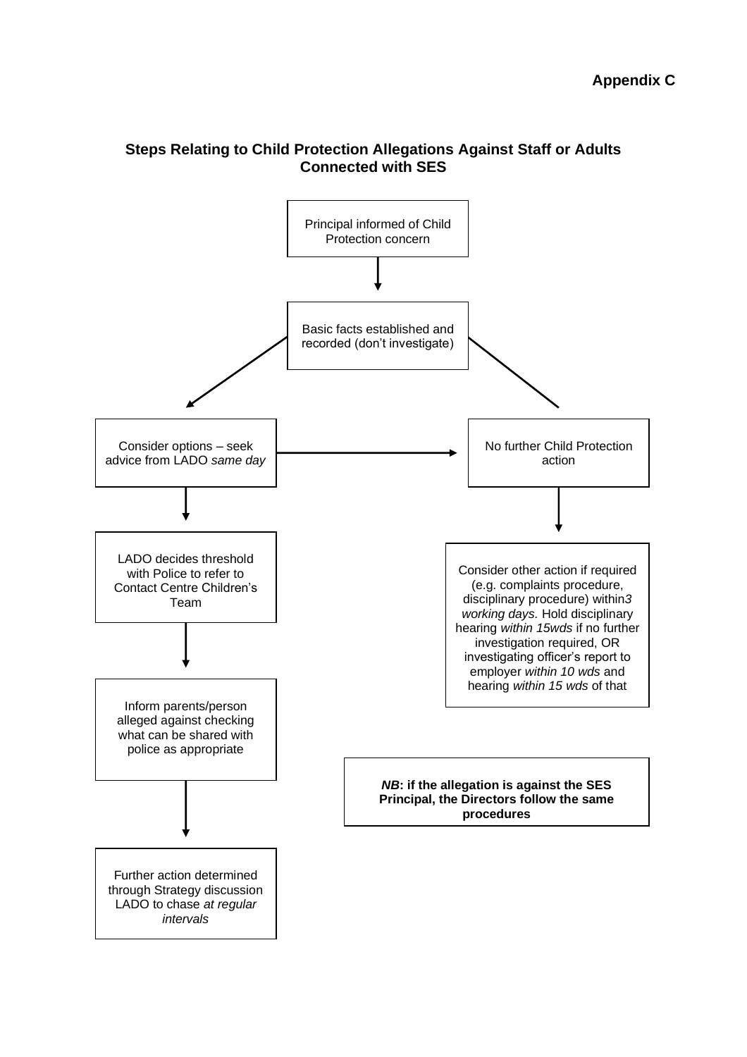**Appendix C**

## Steps Relating to Child Protection Allegations Against Staff or Adults Connected with SES

Principal informed of Child Protection concern

Basic facts established and recorded (don't investigate)

Consider options – seek advice from LADO *same day*

No further Child Protection action

LADO decides threshold with Police to refer to Contact Centre Children's Team

Consider other action if required (e.g. complaints procedure, disciplinary procedure) within*3 working days.* Hold disciplinary hearing *within 15wds* if no further investigation required, OR investigating officer's report to employer *within 10 wds* and hearing *within 15 wds* of that

Inform parents/person alleged against checking what can be shared with police as appropriate

***NB*: if the allegation is against the SES Principal, the Directors follow the same procedures**

Further action determined through Strategy discussion LADO to chase *at regular intervals*